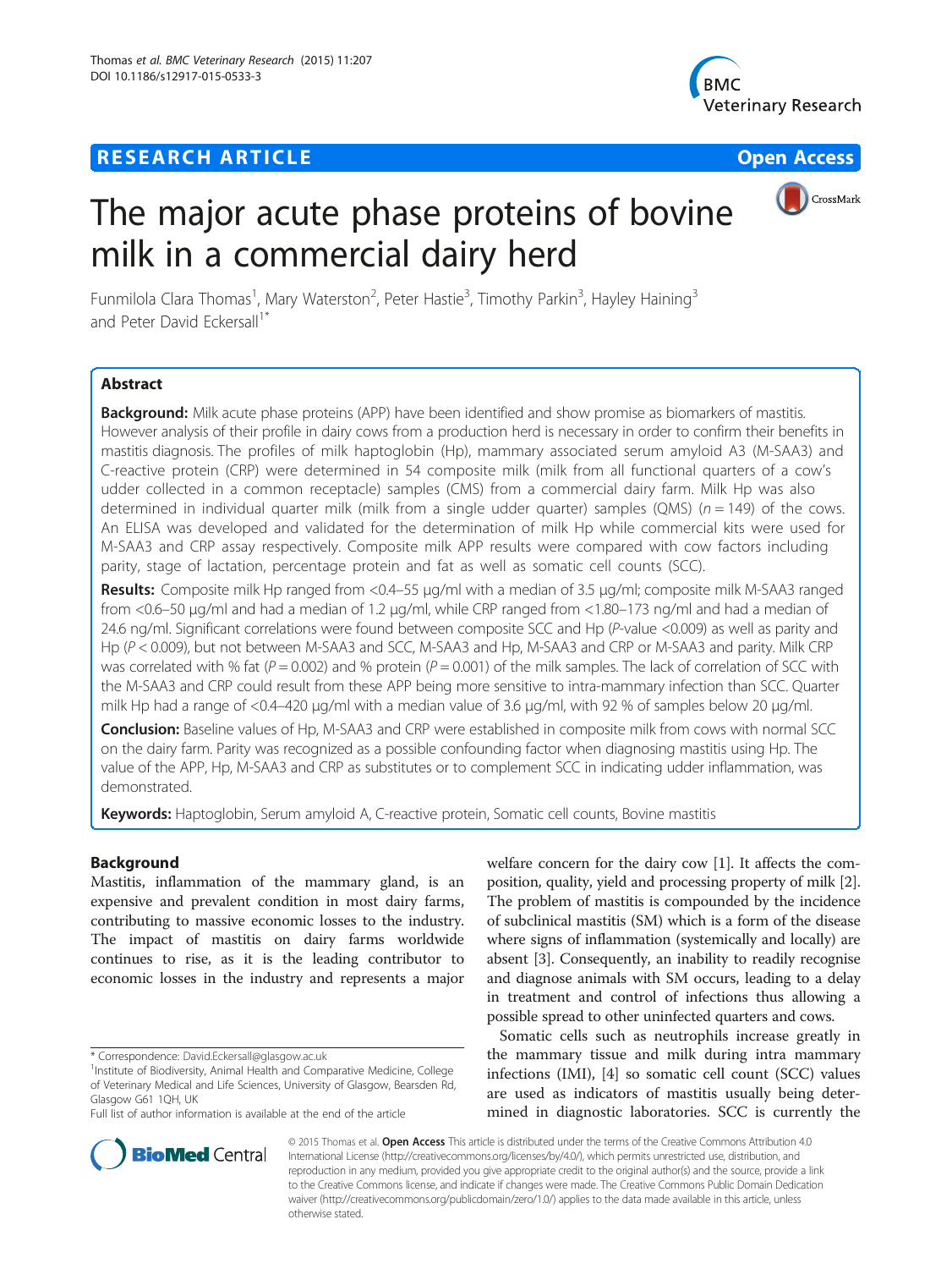RESEARCH ARTICLE

Open Access

# The major acute phase proteins of bovine milk in a commercial dairy herd

Funmilola Clara Thomas[1], Mary Waterston[2], Peter Hastie[3], Timothy Parkin[3], Hayley Haining[3] and Peter David Eckersall[1*]

## Abstract

**Background:** Milk acute phase proteins (APP) have been identified and show promise as biomarkers of mastitis. However analysis of their profile in dairy cows from a production herd is necessary in order to confirm their benefits in mastitis diagnosis. The profiles of milk haptoglobin (Hp), mammary associated serum amyloid A3 (M-SAA3) and C-reactive protein (CRP) were determined in 54 composite milk (milk from all functional quarters of a cow's udder collected in a common receptacle) samples (CMS) from a commercial dairy farm. Milk Hp was also determined in individual quarter milk (milk from a single udder quarter) samples (QMS) ($n = 149$) of the cows. An ELISA was developed and validated for the determination of milk Hp while commercial kits were used for M-SAA3 and CRP assay respectively. Composite milk APP results were compared with cow factors including parity, stage of lactation, percentage protein and fat as well as somatic cell counts (SCC).

**Results:** Composite milk Hp ranged from <0.4–55 μg/ml with a median of 3.5 μg/ml; composite milk M-SAA3 ranged from <0.6–50 μg/ml and had a median of 1.2 μg/ml, while CRP ranged from <1.80–173 ng/ml and had a median of 24.6 ng/ml. Significant correlations were found between composite SCC and Hp (*P*-value <0.009) as well as parity and Hp ($P < 0.009$), but not between M-SAA3 and SCC, M-SAA3 and Hp, M-SAA3 and CRP or M-SAA3 and parity. Milk CRP was correlated with % fat ($P = 0.002$) and % protein ($P = 0.001$) of the milk samples. The lack of correlation of SCC with the M-SAA3 and CRP could result from these APP being more sensitive to intra-mammary infection than SCC. Quarter milk Hp had a range of <0.4–420 μg/ml with a median value of 3.6 μg/ml, with 92 % of samples below 20 μg/ml.

**Conclusion:** Baseline values of Hp, M-SAA3 and CRP were established in composite milk from cows with normal SCC on the dairy farm. Parity was recognized as a possible confounding factor when diagnosing mastitis using Hp. The value of the APP, Hp, M-SAA3 and CRP as substitutes or to complement SCC in indicating udder inflammation, was demonstrated.

**Keywords:** Haptoglobin, Serum amyloid A, C-reactive protein, Somatic cell counts, Bovine mastitis

## Background

Mastitis, inflammation of the mammary gland, is an expensive and prevalent condition in most dairy farms, contributing to massive economic losses to the industry. The impact of mastitis on dairy farms worldwide continues to rise, as it is the leading contributor to economic losses in the industry and represents a major welfare concern for the dairy cow [1]. It affects the composition, quality, yield and processing property of milk [2]. The problem of mastitis is compounded by the incidence of subclinical mastitis (SM) which is a form of the disease where signs of inflammation (systemically and locally) are absent [3]. Consequently, an inability to readily recognise and diagnose animals with SM occurs, leading to a delay in treatment and control of infections thus allowing a possible spread to other uninfected quarters and cows.

Somatic cells such as neutrophils increase greatly in the mammary tissue and milk during intra mammary infections (IMI), [4] so somatic cell count (SCC) values are used as indicators of mastitis usually being determined in diagnostic laboratories. SCC is currently the

\* Correspondence: David.Eckersall@glasgow.ac.uk
[1]Institute of Biodiversity, Animal Health and Comparative Medicine, College of Veterinary Medical and Life Sciences, University of Glasgow, Bearsden Rd, Glasgow G61 1QH, UK
Full list of author information is available at the end of the article

© 2015 Thomas et al. **Open Access** This article is distributed under the terms of the Creative Commons Attribution 4.0 International License (http://creativecommons.org/licenses/by/4.0/), which permits unrestricted use, distribution, and reproduction in any medium, provided you give appropriate credit to the original author(s) and the source, provide a link to the Creative Commons license, and indicate if changes were made. The Creative Commons Public Domain Dedication waiver (http://creativecommons.org/publicdomain/zero/1.0/) applies to the data made available in this article, unless otherwise stated.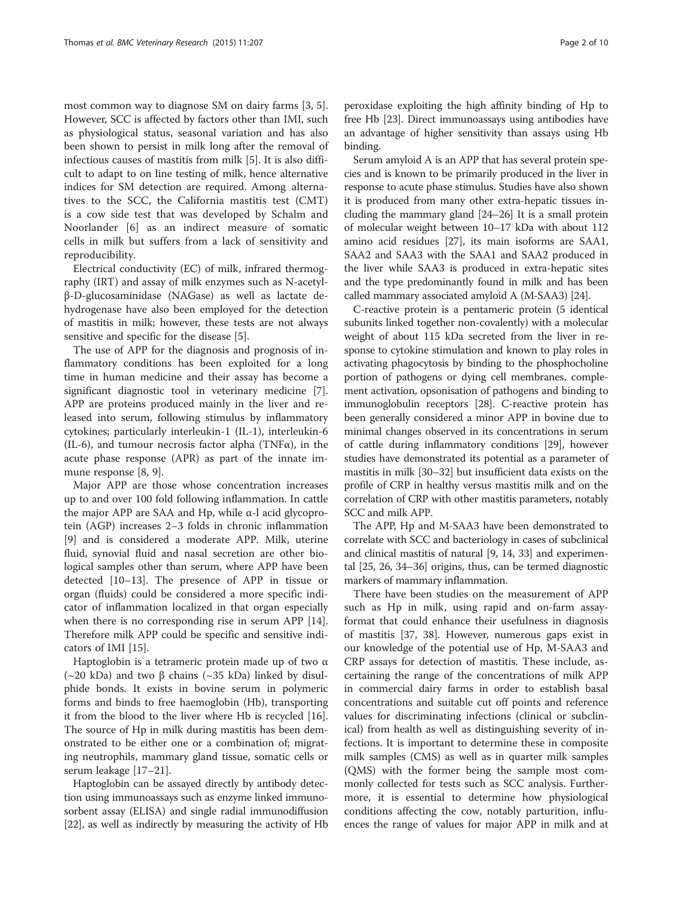most common way to diagnose SM on dairy farms [3, 5]. However, SCC is affected by factors other than IMI, such as physiological status, seasonal variation and has also been shown to persist in milk long after the removal of infectious causes of mastitis from milk [5]. It is also difficult to adapt to on line testing of milk, hence alternative indices for SM detection are required. Among alternatives to the SCC, the California mastitis test (CMT) is a cow side test that was developed by Schalm and Noorlander [6] as an indirect measure of somatic cells in milk but suffers from a lack of sensitivity and reproducibility.

Electrical conductivity (EC) of milk, infrared thermography (IRT) and assay of milk enzymes such as N-acetyl-β-D-glucosaminidase (NAGase) as well as lactate dehydrogenase have also been employed for the detection of mastitis in milk; however, these tests are not always sensitive and specific for the disease [5].

The use of APP for the diagnosis and prognosis of inflammatory conditions has been exploited for a long time in human medicine and their assay has become a significant diagnostic tool in veterinary medicine [7]. APP are proteins produced mainly in the liver and released into serum, following stimulus by inflammatory cytokines; particularly interleukin-1 (IL-1), interleukin-6 (IL-6), and tumour necrosis factor alpha (TNFα), in the acute phase response (APR) as part of the innate immune response [8, 9].

Major APP are those whose concentration increases up to and over 100 fold following inflammation. In cattle the major APP are SAA and Hp, while α-l acid glycoprotein (AGP) increases 2–3 folds in chronic inflammation [9] and is considered a moderate APP. Milk, uterine fluid, synovial fluid and nasal secretion are other biological samples other than serum, where APP have been detected [10–13]. The presence of APP in tissue or organ (fluids) could be considered a more specific indicator of inflammation localized in that organ especially when there is no corresponding rise in serum APP [14]. Therefore milk APP could be specific and sensitive indicators of IMI [15].

Haptoglobin is a tetrameric protein made up of two α (~20 kDa) and two β chains (~35 kDa) linked by disulphide bonds. It exists in bovine serum in polymeric forms and binds to free haemoglobin (Hb), transporting it from the blood to the liver where Hb is recycled [16]. The source of Hp in milk during mastitis has been demonstrated to be either one or a combination of; migrating neutrophils, mammary gland tissue, somatic cells or serum leakage [17–21].

Haptoglobin can be assayed directly by antibody detection using immunoassays such as enzyme linked immunosorbent assay (ELISA) and single radial immunodiffusion [22], as well as indirectly by measuring the activity of Hb peroxidase exploiting the high affinity binding of Hp to free Hb [23]. Direct immunoassays using antibodies have an advantage of higher sensitivity than assays using Hb binding.

Serum amyloid A is an APP that has several protein species and is known to be primarily produced in the liver in response to acute phase stimulus. Studies have also shown it is produced from many other extra-hepatic tissues including the mammary gland [24–26] It is a small protein of molecular weight between 10–17 kDa with about 112 amino acid residues [27], its main isoforms are SAA1, SAA2 and SAA3 with the SAA1 and SAA2 produced in the liver while SAA3 is produced in extra-hepatic sites and the type predominantly found in milk and has been called mammary associated amyloid A (M-SAA3) [24].

C-reactive protein is a pentameric protein (5 identical subunits linked together non-covalently) with a molecular weight of about 115 kDa secreted from the liver in response to cytokine stimulation and known to play roles in activating phagocytosis by binding to the phosphocholine portion of pathogens or dying cell membranes, complement activation, opsonisation of pathogens and binding to immunoglobulin receptors [28]. C-reactive protein has been generally considered a minor APP in bovine due to minimal changes observed in its concentrations in serum of cattle during inflammatory conditions [29], however studies have demonstrated its potential as a parameter of mastitis in milk [30–32] but insufficient data exists on the profile of CRP in healthy versus mastitis milk and on the correlation of CRP with other mastitis parameters, notably SCC and milk APP.

The APP, Hp and M-SAA3 have been demonstrated to correlate with SCC and bacteriology in cases of subclinical and clinical mastitis of natural [9, 14, 33] and experimental [25, 26, 34–36] origins, thus, can be termed diagnostic markers of mammary inflammation.

There have been studies on the measurement of APP such as Hp in milk, using rapid and on-farm assay-format that could enhance their usefulness in diagnosis of mastitis [37, 38]. However, numerous gaps exist in our knowledge of the potential use of Hp, M-SAA3 and CRP assays for detection of mastitis. These include, ascertaining the range of the concentrations of milk APP in commercial dairy farms in order to establish basal concentrations and suitable cut off points and reference values for discriminating infections (clinical or subclinical) from health as well as distinguishing severity of infections. It is important to determine these in composite milk samples (CMS) as well as in quarter milk samples (QMS) with the former being the sample most commonly collected for tests such as SCC analysis. Furthermore, it is essential to determine how physiological conditions affecting the cow, notably parturition, influences the range of values for major APP in milk and at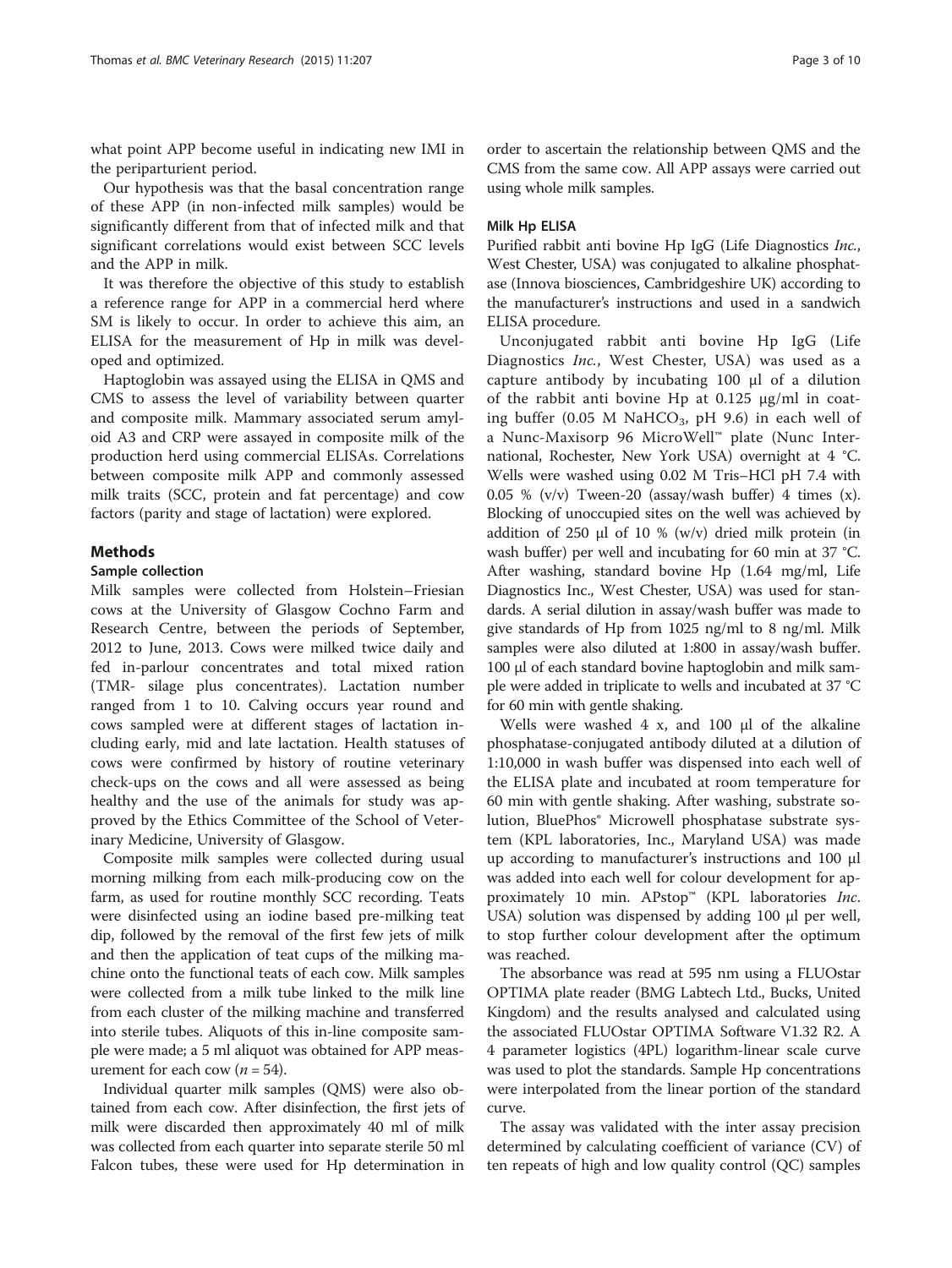what point APP become useful in indicating new IMI in the periparturient period.

Our hypothesis was that the basal concentration range of these APP (in non-infected milk samples) would be significantly different from that of infected milk and that significant correlations would exist between SCC levels and the APP in milk.

It was therefore the objective of this study to establish a reference range for APP in a commercial herd where SM is likely to occur. In order to achieve this aim, an ELISA for the measurement of Hp in milk was developed and optimized.

Haptoglobin was assayed using the ELISA in QMS and CMS to assess the level of variability between quarter and composite milk. Mammary associated serum amyloid A3 and CRP were assayed in composite milk of the production herd using commercial ELISAs. Correlations between composite milk APP and commonly assessed milk traits (SCC, protein and fat percentage) and cow factors (parity and stage of lactation) were explored.

## Methods

### Sample collection

Milk samples were collected from Holstein–Friesian cows at the University of Glasgow Cochno Farm and Research Centre, between the periods of September, 2012 to June, 2013. Cows were milked twice daily and fed in-parlour concentrates and total mixed ration (TMR- silage plus concentrates). Lactation number ranged from 1 to 10. Calving occurs year round and cows sampled were at different stages of lactation including early, mid and late lactation. Health statuses of cows were confirmed by history of routine veterinary check-ups on the cows and all were assessed as being healthy and the use of the animals for study was approved by the Ethics Committee of the School of Veterinary Medicine, University of Glasgow.

Composite milk samples were collected during usual morning milking from each milk-producing cow on the farm, as used for routine monthly SCC recording. Teats were disinfected using an iodine based pre-milking teat dip, followed by the removal of the first few jets of milk and then the application of teat cups of the milking machine onto the functional teats of each cow. Milk samples were collected from a milk tube linked to the milk line from each cluster of the milking machine and transferred into sterile tubes. Aliquots of this in-line composite sample were made; a 5 ml aliquot was obtained for APP measurement for each cow ($n = 54$).

Individual quarter milk samples (QMS) were also obtained from each cow. After disinfection, the first jets of milk were discarded then approximately 40 ml of milk was collected from each quarter into separate sterile 50 ml Falcon tubes, these were used for Hp determination in order to ascertain the relationship between QMS and the CMS from the same cow. All APP assays were carried out using whole milk samples.

### Milk Hp ELISA

Purified rabbit anti bovine Hp IgG (Life Diagnostics *Inc.*, West Chester, USA) was conjugated to alkaline phosphatase (Innova biosciences, Cambridgeshire UK) according to the manufacturer's instructions and used in a sandwich ELISA procedure.

Unconjugated rabbit anti bovine Hp IgG (Life Diagnostics *Inc.*, West Chester, USA) was used as a capture antibody by incubating 100 μl of a dilution of the rabbit anti bovine Hp at 0.125 μg/ml in coating buffer (0.05 M $NaHCO_3$, pH 9.6) in each well of a Nunc-Maxisorp 96 MicroWell™ plate (Nunc International, Rochester, New York USA) overnight at 4 °C. Wells were washed using 0.02 M Tris–HCl pH 7.4 with 0.05 % (v/v) Tween-20 (assay/wash buffer) 4 times (x). Blocking of unoccupied sites on the well was achieved by addition of 250 μl of 10 % (w/v) dried milk protein (in wash buffer) per well and incubating for 60 min at 37 °C. After washing, standard bovine Hp (1.64 mg/ml, Life Diagnostics Inc., West Chester, USA) was used for standards. A serial dilution in assay/wash buffer was made to give standards of Hp from 1025 ng/ml to 8 ng/ml. Milk samples were also diluted at 1:800 in assay/wash buffer. 100 μl of each standard bovine haptoglobin and milk sample were added in triplicate to wells and incubated at 37 °C for 60 min with gentle shaking.

Wells were washed 4 x, and 100 μl of the alkaline phosphatase-conjugated antibody diluted at a dilution of 1:10,000 in wash buffer was dispensed into each well of the ELISA plate and incubated at room temperature for 60 min with gentle shaking. After washing, substrate solution, BluePhos® Microwell phosphatase substrate system (KPL laboratories, Inc., Maryland USA) was made up according to manufacturer's instructions and 100 μl was added into each well for colour development for approximately 10 min. APstop™ (KPL laboratories *Inc.* USA) solution was dispensed by adding 100 μl per well, to stop further colour development after the optimum was reached.

The absorbance was read at 595 nm using a FLUOstar OPTIMA plate reader (BMG Labtech Ltd., Bucks, United Kingdom) and the results analysed and calculated using the associated FLUOstar OPTIMA Software V1.32 R2. A 4 parameter logistics (4PL) logarithm-linear scale curve was used to plot the standards. Sample Hp concentrations were interpolated from the linear portion of the standard curve.

The assay was validated with the inter assay precision determined by calculating coefficient of variance (CV) of ten repeats of high and low quality control (QC) samples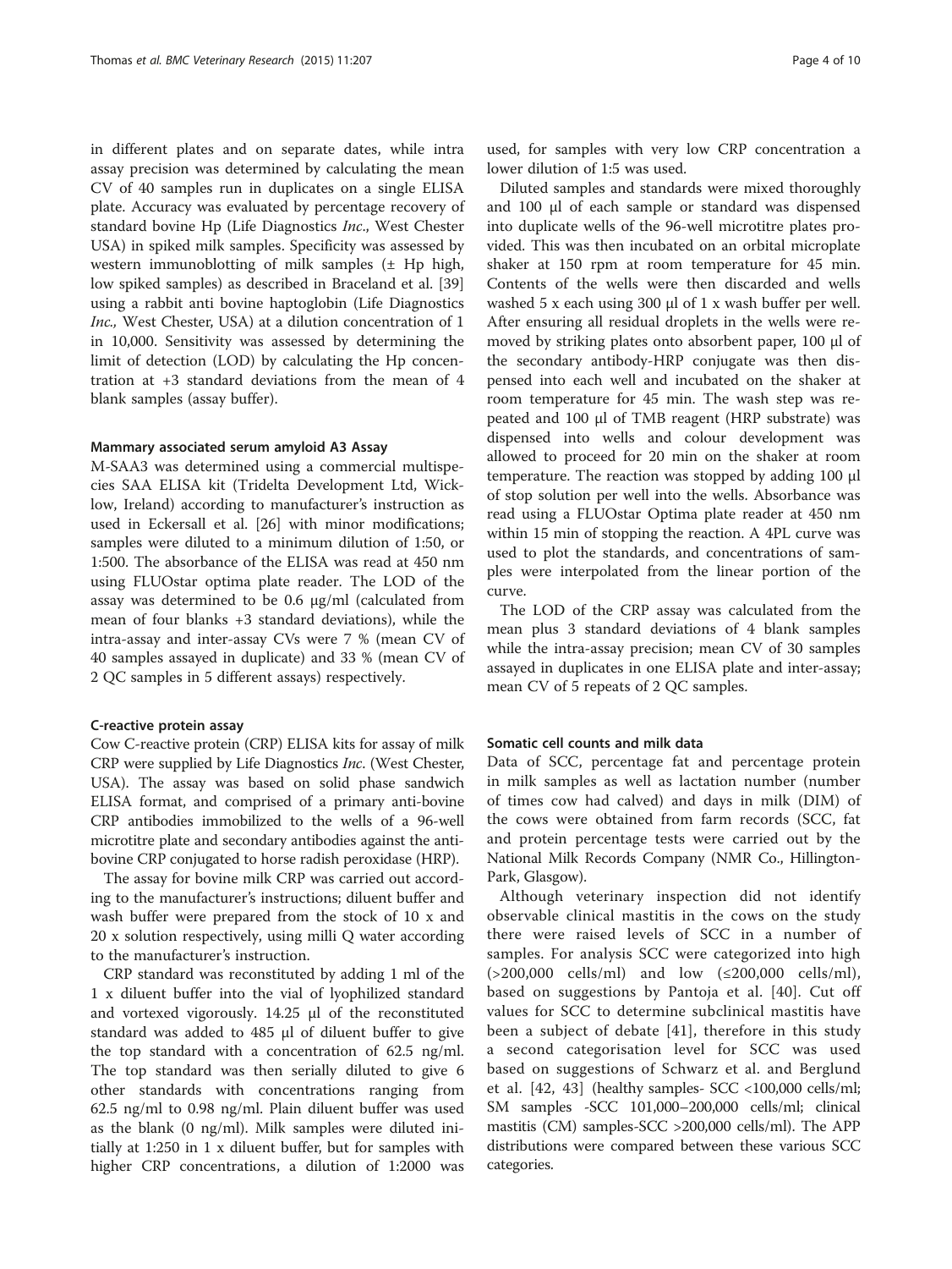in different plates and on separate dates, while intra assay precision was determined by calculating the mean CV of 40 samples run in duplicates on a single ELISA plate. Accuracy was evaluated by percentage recovery of standard bovine Hp (Life Diagnostics *Inc*., West Chester USA) in spiked milk samples. Specificity was assessed by western immunoblotting of milk samples (± Hp high, low spiked samples) as described in Braceland et al. [39] using a rabbit anti bovine haptoglobin (Life Diagnostics *Inc.,* West Chester, USA) at a dilution concentration of 1 in 10,000. Sensitivity was assessed by determining the limit of detection (LOD) by calculating the Hp concentration at +3 standard deviations from the mean of 4 blank samples (assay buffer).

#### Mammary associated serum amyloid A3 Assay

M-SAA3 was determined using a commercial multispecies SAA ELISA kit (Tridelta Development Ltd, Wicklow, Ireland) according to manufacturer's instruction as used in Eckersall et al. [26] with minor modifications; samples were diluted to a minimum dilution of 1:50, or 1:500. The absorbance of the ELISA was read at 450 nm using FLUOstar optima plate reader. The LOD of the assay was determined to be 0.6 μg/ml (calculated from mean of four blanks +3 standard deviations), while the intra-assay and inter-assay CVs were 7 % (mean CV of 40 samples assayed in duplicate) and 33 % (mean CV of 2 QC samples in 5 different assays) respectively.

#### C-reactive protein assay

Cow C-reactive protein (CRP) ELISA kits for assay of milk CRP were supplied by Life Diagnostics *Inc*. (West Chester, USA). The assay was based on solid phase sandwich ELISA format, and comprised of a primary anti-bovine CRP antibodies immobilized to the wells of a 96-well microtitre plate and secondary antibodies against the anti-bovine CRP conjugated to horse radish peroxidase (HRP).

The assay for bovine milk CRP was carried out according to the manufacturer's instructions; diluent buffer and wash buffer were prepared from the stock of 10 x and 20 x solution respectively, using milli Q water according to the manufacturer's instruction.

CRP standard was reconstituted by adding 1 ml of the 1 x diluent buffer into the vial of lyophilized standard and vortexed vigorously. 14.25 μl of the reconstituted standard was added to 485 μl of diluent buffer to give the top standard with a concentration of 62.5 ng/ml. The top standard was then serially diluted to give 6 other standards with concentrations ranging from 62.5 ng/ml to 0.98 ng/ml. Plain diluent buffer was used as the blank (0 ng/ml). Milk samples were diluted initially at 1:250 in 1 x diluent buffer, but for samples with higher CRP concentrations, a dilution of 1:2000 was used, for samples with very low CRP concentration a lower dilution of 1:5 was used.

Diluted samples and standards were mixed thoroughly and 100 μl of each sample or standard was dispensed into duplicate wells of the 96-well microtitre plates provided. This was then incubated on an orbital microplate shaker at 150 rpm at room temperature for 45 min. Contents of the wells were then discarded and wells washed 5 x each using 300 μl of 1 x wash buffer per well. After ensuring all residual droplets in the wells were removed by striking plates onto absorbent paper, 100 μl of the secondary antibody-HRP conjugate was then dispensed into each well and incubated on the shaker at room temperature for 45 min. The wash step was repeated and 100 μl of TMB reagent (HRP substrate) was dispensed into wells and colour development was allowed to proceed for 20 min on the shaker at room temperature. The reaction was stopped by adding 100 μl of stop solution per well into the wells. Absorbance was read using a FLUOstar Optima plate reader at 450 nm within 15 min of stopping the reaction. A 4PL curve was used to plot the standards, and concentrations of samples were interpolated from the linear portion of the curve.

The LOD of the CRP assay was calculated from the mean plus 3 standard deviations of 4 blank samples while the intra-assay precision; mean CV of 30 samples assayed in duplicates in one ELISA plate and inter-assay; mean CV of 5 repeats of 2 QC samples.

#### Somatic cell counts and milk data

Data of SCC, percentage fat and percentage protein in milk samples as well as lactation number (number of times cow had calved) and days in milk (DIM) of the cows were obtained from farm records (SCC, fat and protein percentage tests were carried out by the National Milk Records Company (NMR Co., Hillington-Park, Glasgow).

Although veterinary inspection did not identify observable clinical mastitis in the cows on the study there were raised levels of SCC in a number of samples. For analysis SCC were categorized into high (>200,000 cells/ml) and low (≤200,000 cells/ml), based on suggestions by Pantoja et al. [40]. Cut off values for SCC to determine subclinical mastitis have been a subject of debate [41], therefore in this study a second categorisation level for SCC was used based on suggestions of Schwarz et al. and Berglund et al. [42, 43] (healthy samples- SCC <100,000 cells/ml; SM samples -SCC 101,000–200,000 cells/ml; clinical mastitis (CM) samples-SCC >200,000 cells/ml). The APP distributions were compared between these various SCC categories.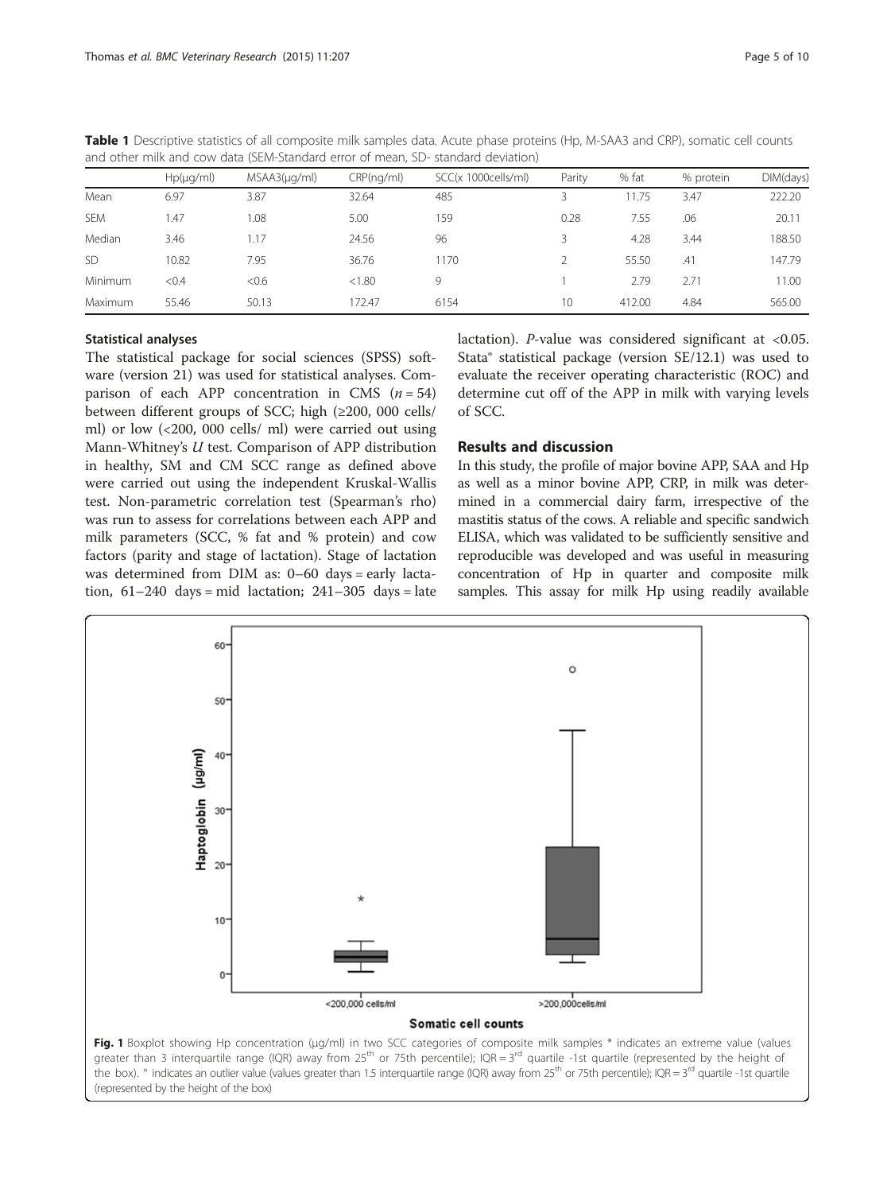**Table 1** Descriptive statistics of all composite milk samples data. Acute phase proteins (Hp, M-SAA3 and CRP), somatic cell counts and other milk and cow data (SEM-Standard error of mean, SD- standard deviation)

| | Hp(μg/ml) | MSAA3(μg/ml) | CRP(ng/ml) | SCC(x 1000cells/ml) | Parity | % fat | % protein | DIM(days) |
|---|---|---|---|---|---|---|---|---|
| Mean | 6.97 | 3.87 | 32.64 | 485 | 3 | 11.75 | 3.47 | 222.20 |
| SEM | 1.47 | 1.08 | 5.00 | 159 | 0.28 | 7.55 | .06 | 20.11 |
| Median | 3.46 | 1.17 | 24.56 | 96 | 3 | 4.28 | 3.44 | 188.50 |
| SD | 10.82 | 7.95 | 36.76 | 1170 | 2 | 55.50 | .41 | 147.79 |
| Minimum | <0.4 | <0.6 | <1.80 | 9 | 1 | 2.79 | 2.71 | 11.00 |
| Maximum | 55.46 | 50.13 | 172.47 | 6154 | 10 | 412.00 | 4.84 | 565.00 |

### Statistical analyses

The statistical package for social sciences (SPSS) software (version 21) was used for statistical analyses. Comparison of each APP concentration in CMS ($n = 54$) between different groups of SCC; high (≥200, 000 cells/ ml) or low (<200, 000 cells/ ml) were carried out using Mann-Whitney's *U* test. Comparison of APP distribution in healthy, SM and CM SCC range as defined above were carried out using the independent Kruskal-Wallis test. Non-parametric correlation test (Spearman's rho) was run to assess for correlations between each APP and milk parameters (SCC, % fat and % protein) and cow factors (parity and stage of lactation). Stage of lactation was determined from DIM as: 0–60 days = early lactation, 61–240 days = mid lactation; 241–305 days = late lactation). *P*-value was considered significant at <0.05. Stata® statistical package (version SE/12.1) was used to evaluate the receiver operating characteristic (ROC) and determine cut off of the APP in milk with varying levels of SCC.

## Results and discussion

In this study, the profile of major bovine APP, SAA and Hp as well as a minor bovine APP, CRP, in milk was determined in a commercial dairy farm, irrespective of the mastitis status of the cows. A reliable and specific sandwich ELISA, which was validated to be sufficiently sensitive and reproducible was developed and was useful in measuring concentration of Hp in quarter and composite milk samples. This assay for milk Hp using readily available

**Fig. 1** Boxplot showing Hp concentration (μg/ml) in two SCC categories of composite milk samples * indicates an extreme value (values greater than 3 interquartile range (IQR) away from 25th or 75th percentile); IQR = 3rd quartile -1st quartile (represented by the height of the box). ° indicates an outlier value (values greater than 1.5 interquartile range (IQR) away from 25th or 75th percentile); IQR = 3rd quartile -1st quartile (represented by the height of the box)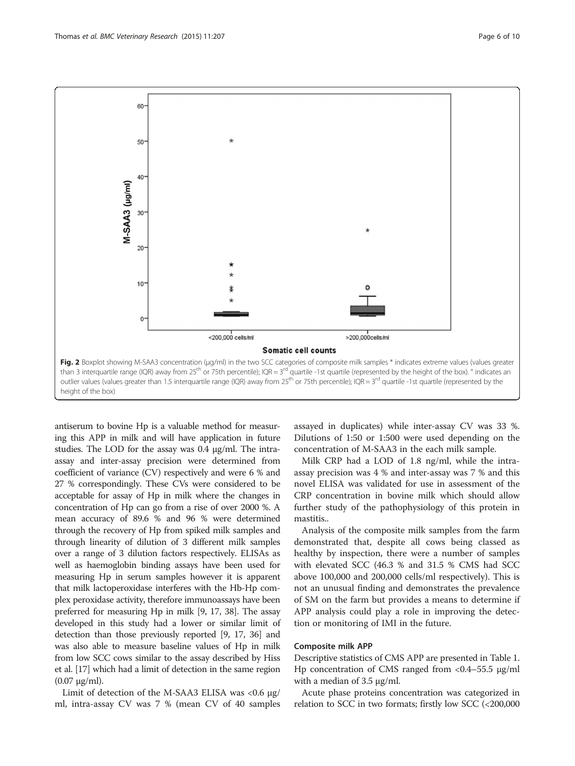Fig. 2 Boxplot showing M-SAA3 concentration (μg/ml) in the two SCC categories of composite milk samples * indicates extreme values (values greater than 3 interquartile range (IQR) away from 25th or 75th percentile); IQR = 3rd quartile -1st quartile (represented by the height of the box). ° indicates an outlier values (values greater than 1.5 interquartile range (IQR) away from 25th or 75th percentile); IQR = 3rd quartile -1st quartile (represented by the height of the box)

antiserum to bovine Hp is a valuable method for measuring this APP in milk and will have application in future studies. The LOD for the assay was 0.4 μg/ml. The intra-assay and inter-assay precision were determined from coefficient of variance (CV) respectively and were 6 % and 27 % correspondingly. These CVs were considered to be acceptable for assay of Hp in milk where the changes in concentration of Hp can go from a rise of over 2000 %. A mean accuracy of 89.6 % and 96 % were determined through the recovery of Hp from spiked milk samples and through linearity of dilution of 3 different milk samples over a range of 3 dilution factors respectively. ELISAs as well as haemoglobin binding assays have been used for measuring Hp in serum samples however it is apparent that milk lactoperoxidase interferes with the Hb-Hp complex peroxidase activity, therefore immunoassays have been preferred for measuring Hp in milk [9, 17, 38]. The assay developed in this study had a lower or similar limit of detection than those previously reported [9, 17, 36] and was also able to measure baseline values of Hp in milk from low SCC cows similar to the assay described by Hiss et al. [17] which had a limit of detection in the same region (0.07 μg/ml).

Limit of detection of the M-SAA3 ELISA was <0.6 μg/ml, intra-assay CV was 7 % (mean CV of 40 samples assayed in duplicates) while inter-assay CV was 33 %. Dilutions of 1:50 or 1:500 were used depending on the concentration of M-SAA3 in the each milk sample.

Milk CRP had a LOD of 1.8 ng/ml, while the intra-assay precision was 4 % and inter-assay was 7 % and this novel ELISA was validated for use in assessment of the CRP concentration in bovine milk which should allow further study of the pathophysiology of this protein in mastitis..

Analysis of the composite milk samples from the farm demonstrated that, despite all cows being classed as healthy by inspection, there were a number of samples with elevated SCC (46.3 % and 31.5 % CMS had SCC above 100,000 and 200,000 cells/ml respectively). This is not an unusual finding and demonstrates the prevalence of SM on the farm but provides a means to determine if APP analysis could play a role in improving the detection or monitoring of IMI in the future.

### Composite milk APP

Descriptive statistics of CMS APP are presented in Table 1. Hp concentration of CMS ranged from <0.4–55.5 μg/ml with a median of 3.5 μg/ml.

Acute phase proteins concentration was categorized in relation to SCC in two formats; firstly low SCC (<200,000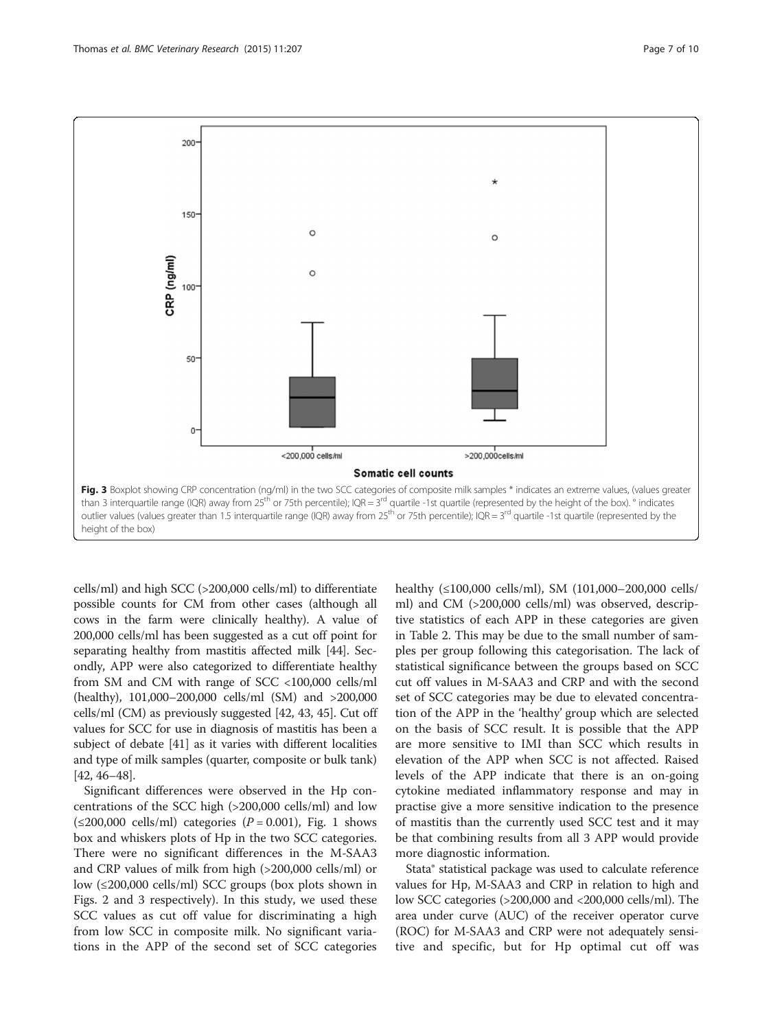Fig. 3 Boxplot showing CRP concentration (ng/ml) in the two SCC categories of composite milk samples * indicates an extreme values, (values greater than 3 interquartile range (IQR) away from 25[th] or 75th percentile); IQR = 3[rd] quartile -1st quartile (represented by the height of the box). ° indicates outlier values (values greater than 1.5 interquartile range (IQR) away from 25[th] or 75th percentile); IQR = 3[rd] quartile -1st quartile (represented by the height of the box)

cells/ml) and high SCC (>200,000 cells/ml) to differentiate possible counts for CM from other cases (although all cows in the farm were clinically healthy). A value of 200,000 cells/ml has been suggested as a cut off point for separating healthy from mastitis affected milk [44]. Secondly, APP were also categorized to differentiate healthy from SM and CM with range of SCC <100,000 cells/ml (healthy), 101,000–200,000 cells/ml (SM) and >200,000 cells/ml (CM) as previously suggested [42, 43, 45]. Cut off values for SCC for use in diagnosis of mastitis has been a subject of debate [41] as it varies with different localities and type of milk samples (quarter, composite or bulk tank) [42, 46–48].

Significant differences were observed in the Hp concentrations of the SCC high (>200,000 cells/ml) and low (≤200,000 cells/ml) categories ($P = 0.001$), Fig. 1 shows box and whiskers plots of Hp in the two SCC categories. There were no significant differences in the M-SAA3 and CRP values of milk from high (>200,000 cells/ml) or low (≤200,000 cells/ml) SCC groups (box plots shown in Figs. 2 and 3 respectively). In this study, we used these SCC values as cut off value for discriminating a high from low SCC in composite milk. No significant variations in the APP of the second set of SCC categories healthy (≤100,000 cells/ml), SM (101,000–200,000 cells/ml) and CM (>200,000 cells/ml) was observed, descriptive statistics of each APP in these categories are given in Table 2. This may be due to the small number of samples per group following this categorisation. The lack of statistical significance between the groups based on SCC cut off values in M-SAA3 and CRP and with the second set of SCC categories may be due to elevated concentration of the APP in the 'healthy' group which are selected on the basis of SCC result. It is possible that the APP are more sensitive to IMI than SCC which results in elevation of the APP when SCC is not affected. Raised levels of the APP indicate that there is an on-going cytokine mediated inflammatory response and may in practise give a more sensitive indication to the presence of mastitis than the currently used SCC test and it may be that combining results from all 3 APP would provide more diagnostic information.

Stata® statistical package was used to calculate reference values for Hp, M-SAA3 and CRP in relation to high and low SCC categories (>200,000 and <200,000 cells/ml). The area under curve (AUC) of the receiver operator curve (ROC) for M-SAA3 and CRP were not adequately sensitive and specific, but for Hp optimal cut off was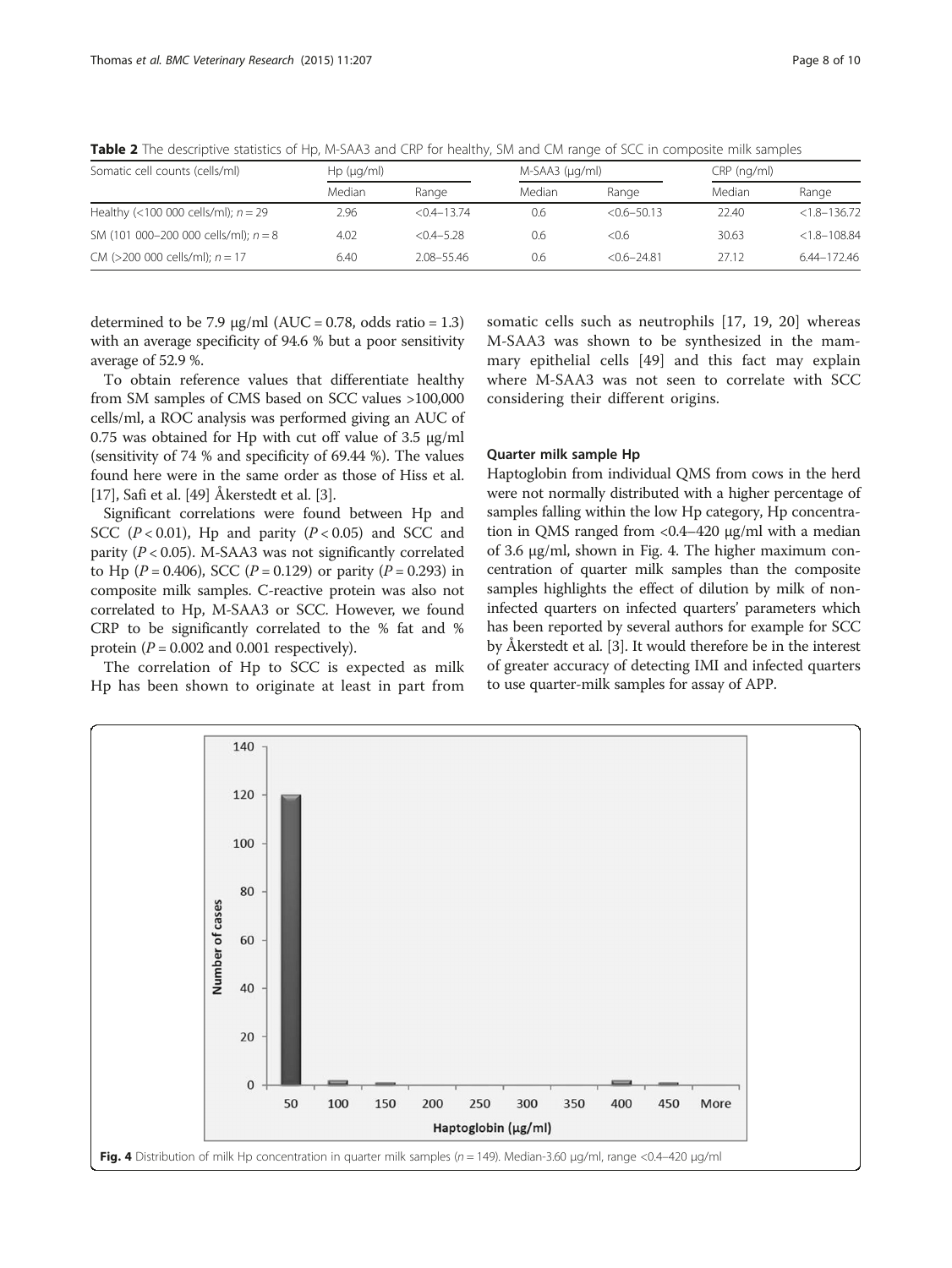**Table 2** The descriptive statistics of Hp, M-SAA3 and CRP for healthy, SM and CM range of SCC in composite milk samples

| Somatic cell counts (cells/ml) | Hp (μg/ml) | | M-SAA3 (μg/ml) | | CRP (ng/ml) | |
|---|---|---|---|---|---|---|
| | Median | Range | Median | Range | Median | Range |
| Healthy (<100 000 cells/ml); *n* = 29 | 2.96 | <0.4–13.74 | 0.6 | <0.6–50.13 | 22.40 | <1.8–136.72 |
| SM (101 000–200 000 cells/ml); *n* = 8 | 4.02 | <0.4–5.28 | 0.6 | <0.6 | 30.63 | <1.8–108.84 |
| CM (>200 000 cells/ml); *n* = 17 | 6.40 | 2.08–55.46 | 0.6 | <0.6–24.81 | 27.12 | 6.44–172.46 |

determined to be 7.9 μg/ml (AUC = 0.78, odds ratio = 1.3) with an average specificity of 94.6 % but a poor sensitivity average of 52.9 %.

To obtain reference values that differentiate healthy from SM samples of CMS based on SCC values >100,000 cells/ml, a ROC analysis was performed giving an AUC of 0.75 was obtained for Hp with cut off value of 3.5 μg/ml (sensitivity of 74 % and specificity of 69.44 %). The values found here were in the same order as those of Hiss et al. [17], Safi et al. [49] Åkerstedt et al. [3].

Significant correlations were found between Hp and SCC ($P < 0.01$), Hp and parity ($P < 0.05$) and SCC and parity ($P < 0.05$). M-SAA3 was not significantly correlated to Hp ($P = 0.406$), SCC ($P = 0.129$) or parity ($P = 0.293$) in composite milk samples. C-reactive protein was also not correlated to Hp, M-SAA3 or SCC. However, we found CRP to be significantly correlated to the % fat and % protein ($P = 0.002$ and 0.001 respectively).

The correlation of Hp to SCC is expected as milk Hp has been shown to originate at least in part from somatic cells such as neutrophils [17, 19, 20] whereas M-SAA3 was shown to be synthesized in the mammary epithelial cells [49] and this fact may explain where M-SAA3 was not seen to correlate with SCC considering their different origins.

### Quarter milk sample Hp

Haptoglobin from individual QMS from cows in the herd were not normally distributed with a higher percentage of samples falling within the low Hp category, Hp concentration in QMS ranged from <0.4–420 μg/ml with a median of 3.6 μg/ml, shown in Fig. 4. The higher maximum concentration of quarter milk samples than the composite samples highlights the effect of dilution by milk of non-infected quarters on infected quarters' parameters which has been reported by several authors for example for SCC by Åkerstedt et al. [3]. It would therefore be in the interest of greater accuracy of detecting IMI and infected quarters to use quarter-milk samples for assay of APP.

**Fig. 4** Distribution of milk Hp concentration in quarter milk samples (*n* = 149). Median-3.60 μg/ml, range <0.4–420 μg/ml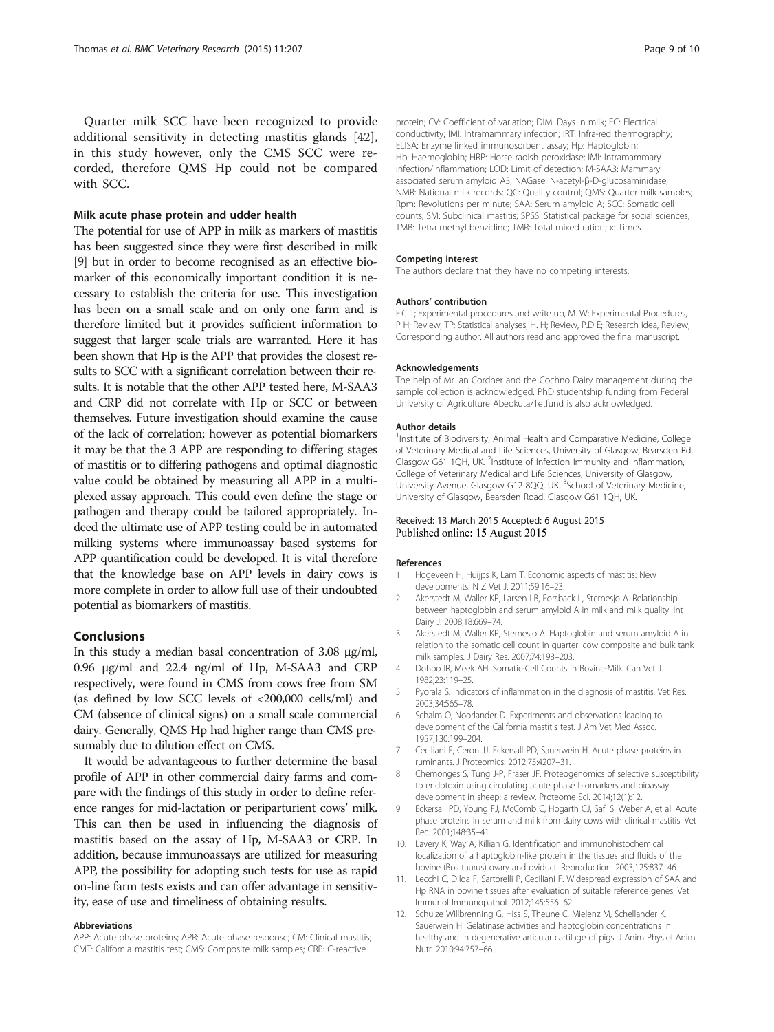Quarter milk SCC have been recognized to provide additional sensitivity in detecting mastitis glands [42], in this study however, only the CMS SCC were recorded, therefore QMS Hp could not be compared with SCC.

### Milk acute phase protein and udder health

The potential for use of APP in milk as markers of mastitis has been suggested since they were first described in milk [9] but in order to become recognised as an effective biomarker of this economically important condition it is necessary to establish the criteria for use. This investigation has been on a small scale and on only one farm and is therefore limited but it provides sufficient information to suggest that larger scale trials are warranted. Here it has been shown that Hp is the APP that provides the closest results to SCC with a significant correlation between their results. It is notable that the other APP tested here, M-SAA3 and CRP did not correlate with Hp or SCC or between themselves. Future investigation should examine the cause of the lack of correlation; however as potential biomarkers it may be that the 3 APP are responding to differing stages of mastitis or to differing pathogens and optimal diagnostic value could be obtained by measuring all APP in a multiplexed assay approach. This could even define the stage or pathogen and therapy could be tailored appropriately. Indeed the ultimate use of APP testing could be in automated milking systems where immunoassay based systems for APP quantification could be developed. It is vital therefore that the knowledge base on APP levels in dairy cows is more complete in order to allow full use of their undoubted potential as biomarkers of mastitis.

## Conclusions

In this study a median basal concentration of 3.08 μg/ml, 0.96 μg/ml and 22.4 ng/ml of Hp, M-SAA3 and CRP respectively, were found in CMS from cows free from SM (as defined by low SCC levels of <200,000 cells/ml) and CM (absence of clinical signs) on a small scale commercial dairy. Generally, QMS Hp had higher range than CMS presumably due to dilution effect on CMS.

It would be advantageous to further determine the basal profile of APP in other commercial dairy farms and compare with the findings of this study in order to define reference ranges for mid-lactation or periparturient cows' milk. This can then be used in influencing the diagnosis of mastitis based on the assay of Hp, M-SAA3 or CRP. In addition, because immunoassays are utilized for measuring APP, the possibility for adopting such tests for use as rapid on-line farm tests exists and can offer advantage in sensitivity, ease of use and timeliness of obtaining results.

#### Abbreviations

APP: Acute phase proteins; APR: Acute phase response; CM: Clinical mastitis; CMT: California mastitis test; CMS: Composite milk samples; CRP: C-reactive protein; CV: Coefficient of variation; DIM: Days in milk; EC: Electrical conductivity; IMI: Intramammary infection; IRT: Infra-red thermography; ELISA: Enzyme linked immunosorbent assay; Hp: Haptoglobin; Hb: Haemoglobin; HRP: Horse radish peroxidase; IMI: Intrammammary infection/inflammation; LOD: Limit of detection; M-SAA3: Mammary associated serum amyloid A3; NAGase: N-acetyl-β-D-glucosaminidase; NMR: National milk records; QC: Quality control; QMS: Quarter milk samples; Rpm: Revolutions per minute; SAA: Serum amyloid A; SCC: Somatic cell counts; SM: Subclinical mastitis; SPSS: Statistical package for social sciences; TMB: Tetra methyl benzidine; TMR: Total mixed ration; x: Times.

#### Competing interest

The authors declare that they have no competing interests.

#### Authors' contribution

F.C T; Experimental procedures and write up, M. W; Experimental Procedures, P H; Review, TP; Statistical analyses, H. H; Review, P.D E; Research idea, Review, Corresponding author. All authors read and approved the final manuscript.

#### Acknowledgements

The help of Mr Ian Cordner and the Cochno Dairy management during the sample collection is acknowledged. PhD studentship funding from Federal University of Agriculture Abeokuta/Tetfund is also acknowledged.

#### Author details

[1]Institute of Biodiversity, Animal Health and Comparative Medicine, College of Veterinary Medical and Life Sciences, University of Glasgow, Bearsden Rd, Glasgow G61 1QH, UK. [2]Institute of Infection Immunity and Inflammation, College of Veterinary Medical and Life Sciences, University of Glasgow, University Avenue, Glasgow G12 8QQ, UK. [3]School of Veterinary Medicine, University of Glasgow, Bearsden Road, Glasgow G61 1QH, UK.

Received: 13 March 2015 Accepted: 6 August 2015
Published online: 15 August 2015

#### References

1. Hogeveen H, Huijps K, Lam T. Economic aspects of mastitis: New developments. N Z Vet J. 2011;59:16–23.
2. Akerstedt M, Waller KP, Larsen LB, Forsback L, Sternesjo A. Relationship between haptoglobin and serum amyloid A in milk and milk quality. Int Dairy J. 2008;18:669–74.
3. Akerstedt M, Waller KP, Sternesjo A. Haptoglobin and serum amyloid A in relation to the somatic cell count in quarter, cow composite and bulk tank milk samples. J Dairy Res. 2007;74:198–203.
4. Dohoo IR, Meek AH. Somatic-Cell Counts in Bovine-Milk. Can Vet J. 1982;23:119–25.
5. Pyorala S. Indicators of inflammation in the diagnosis of mastitis. Vet Res. 2003;34:565–78.
6. Schalm O, Noorlander D. Experiments and observations leading to development of the California mastitis test. J Am Vet Med Assoc. 1957;130:199–204.
7. Ceciliani F, Ceron JJ, Eckersall PD, Sauerwein H. Acute phase proteins in ruminants. J Proteomics. 2012;75:4207–31.
8. Chemonges S, Tung J-P, Fraser JF. Proteogenomics of selective susceptibility to endotoxin using circulating acute phase biomarkers and bioassay development in sheep: a review. Proteome Sci. 2014;12(1):12.
9. Eckersall PD, Young FJ, McComb C, Hogarth CJ, Safi S, Weber A, et al. Acute phase proteins in serum and milk from dairy cows with clinical mastitis. Vet Rec. 2001;148:35–41.
10. Lavery K, Way A, Killian G. Identification and immunohistochemical localization of a haptoglobin-like protein in the tissues and fluids of the bovine (Bos taurus) ovary and oviduct. Reproduction. 2003;125:837–46.
11. Lecchi C, Dilda F, Sartorelli P, Ceciliani F. Widespread expression of SAA and Hp RNA in bovine tissues after evaluation of suitable reference genes. Vet Immunol Immunopathol. 2012;145:556–62.
12. Schulze Willbrenning G, Hiss S, Theune C, Mielenz M, Schellander K, Sauerwein H. Gelatinase activities and haptoglobin concentrations in healthy and in degenerative articular cartilage of pigs. J Anim Physiol Anim Nutr. 2010;94:757–66.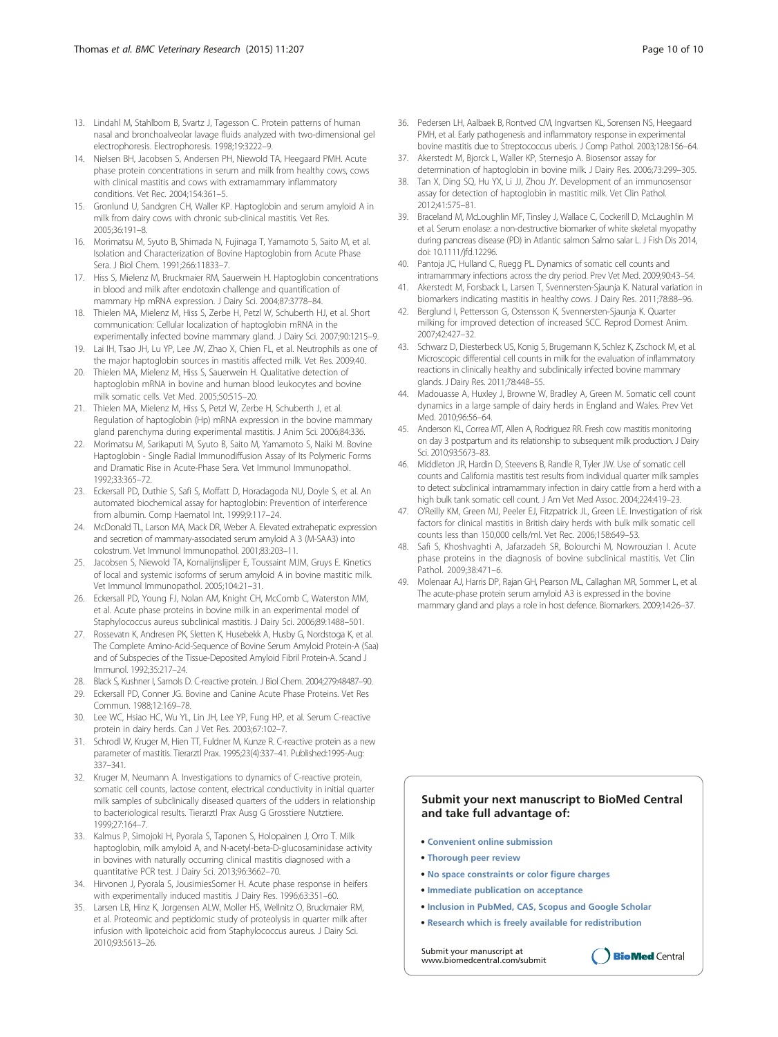13. Lindahl M, Stahlbom B, Svartz J, Tagesson C. Protein patterns of human nasal and bronchoalveolar lavage fluids analyzed with two-dimensional gel electrophoresis. Electrophoresis. 1998;19:3222–9.
14. Nielsen BH, Jacobsen S, Andersen PH, Niewold TA, Heegaard PMH. Acute phase protein concentrations in serum and milk from healthy cows, cows with clinical mastitis and cows with extramammary inflammatory conditions. Vet Rec. 2004;154:361–5.
15. Gronlund U, Sandgren CH, Waller KP. Haptoglobin and serum amyloid A in milk from dairy cows with chronic sub-clinical mastitis. Vet Res. 2005;36:191–8.
16. Morimatsu M, Syuto B, Shimada N, Fujinaga T, Yamamoto S, Saito M, et al. Isolation and Characterization of Bovine Haptoglobin from Acute Phase Sera. J Biol Chem. 1991;266:11833–7.
17. Hiss S, Mielenz M, Bruckmaier RM, Sauerwein H. Haptoglobin concentrations in blood and milk after endotoxin challenge and quantification of mammary Hp mRNA expression. J Dairy Sci. 2004;87:3778–84.
18. Thielen MA, Mielenz M, Hiss S, Zerbe H, Petzl W, Schuberth HJ, et al. Short communication: Cellular localization of haptoglobin mRNA in the experimentally infected bovine mammary gland. J Dairy Sci. 2007;90:1215–9.
19. Lai IH, Tsao JH, Lu YP, Lee JW, Zhao X, Chien FL, et al. Neutrophils as one of the major haptoglobin sources in mastitis affected milk. Vet Res. 2009;40.
20. Thielen MA, Mielenz M, Hiss S, Sauerwein H. Qualitative detection of haptoglobin mRNA in bovine and human blood leukocytes and bovine milk somatic cells. Vet Med. 2005;50:515–20.
21. Thielen MA, Mielenz M, Hiss S, Petzl W, Zerbe H, Schuberth J, et al. Regulation of haptoglobin (Hp) mRNA expression in the bovine mammary gland parenchyma during experimental mastitis. J Anim Sci. 2006;84:336.
22. Morimatsu M, Sarikaputi M, Syuto B, Saito M, Yamamoto S, Naiki M. Bovine Haptoglobin - Single Radial Immunodiffusion Assay of Its Polymeric Forms and Dramatic Rise in Acute-Phase Sera. Vet Immunol Immunopathol. 1992;33:365–72.
23. Eckersall PD, Duthie S, Safi S, Moffatt D, Horadagoda NU, Doyle S, et al. An automated biochemical assay for haptoglobin: Prevention of interference from albumin. Comp Haematol Int. 1999;9:117–24.
24. McDonald TL, Larson MA, Mack DR, Weber A. Elevated extrahepatic expression and secretion of mammary-associated serum amyloid A 3 (M-SAA3) into colostrum. Vet Immunol Immunopathol. 2001;83:203–11.
25. Jacobsen S, Niewold TA, Kornalijnslijper E, Toussaint MJM, Gruys E. Kinetics of local and systemic isoforms of serum amyloid A in bovine mastitic milk. Vet Immunol Immunopathol. 2005;104:21–31.
26. Eckersall PD, Young FJ, Nolan AM, Knight CH, McComb C, Waterston MM, et al. Acute phase proteins in bovine milk in an experimental model of Staphylococcus aureus subclinical mastitis. J Dairy Sci. 2006;89:1488–501.
27. Rossevatn K, Andresen PK, Sletten K, Husebekk A, Husby G, Nordstoga K, et al. The Complete Amino-Acid-Sequence of Bovine Serum Amyloid Protein-A (Saa) and of Subspecies of the Tissue-Deposited Amyloid Fibril Protein-A. Scand J Immunol. 1992;35:217–24.
28. Black S, Kushner I, Samols D. C-reactive protein. J Biol Chem. 2004;279:48487–90.
29. Eckersall PD, Conner JG. Bovine and Canine Acute Phase Proteins. Vet Res Commun. 1988;12:169–78.
30. Lee WC, Hsiao HC, Wu YL, Lin JH, Lee YP, Fung HP, et al. Serum C-reactive protein in dairy herds. Can J Vet Res. 2003;67:102–7.
31. Schrodl W, Kruger M, Hien TT, Fuldner M, Kunze R. C-reactive protein as a new parameter of mastitis. Tierarztl Prax. 1995;23(4):337–41. Published:1995-Aug: 337–341.
32. Kruger M, Neumann A. Investigations to dynamics of C-reactive protein, somatic cell counts, lactose content, electrical conductivity in initial quarter milk samples of subclinically diseased quarters of the udders in relationship to bacteriological results. Tierarztl Prax Ausg G Grosstiere Nutztiere. 1999;27:164–7.
33. Kalmus P, Simojoki H, Pyorala S, Taponen S, Holopainen J, Orro T. Milk haptoglobin, milk amyloid A, and N-acetyl-beta-D-glucosaminidase activity in bovines with naturally occurring clinical mastitis diagnosed with a quantitative PCR test. J Dairy Sci. 2013;96:3662–70.
34. Hirvonen J, Pyorala S, JousimiesSomer H. Acute phase response in heifers with experimentally induced mastitis. J Dairy Res. 1996;63:351–60.
35. Larsen LB, Hinz K, Jorgensen ALW, Moller HS, Wellnitz O, Bruckmaier RM, et al. Proteomic and peptidomic study of proteolysis in quarter milk after infusion with lipoteichoic acid from Staphylococcus aureus. J Dairy Sci. 2010;93:5613–26.
36. Pedersen LH, Aalbaek B, Rontved CM, Ingvartsen KL, Sorensen NS, Heegaard PMH, et al. Early pathogenesis and inflammatory response in experimental bovine mastitis due to Streptococcus uberis. J Comp Pathol. 2003;128:156–64.
37. Akerstedt M, Bjorck L, Waller KP, Sternesjo A. Biosensor assay for determination of haptoglobin in bovine milk. J Dairy Res. 2006;73:299–305.
38. Tan X, Ding SQ, Hu YX, Li JJ, Zhou JY. Development of an immunosensor assay for detection of haptoglobin in mastitic milk. Vet Clin Pathol. 2012;41:575–81.
39. Braceland M, McLoughlin MF, Tinsley J, Wallace C, Cockerill D, McLaughlin M et al. Serum enolase: a non-destructive biomarker of white skeletal myopathy during pancreas disease (PD) in Atlantic salmon Salmo salar L. J Fish Dis 2014, doi: 10.1111/jfd.12296.
40. Pantoja JC, Hulland C, Ruegg PL. Dynamics of somatic cell counts and intramammary infections across the dry period. Prev Vet Med. 2009;90:43–54.
41. Akerstedt M, Forsback L, Larsen T, Svennersten-Sjaunja K. Natural variation in biomarkers indicating mastitis in healthy cows. J Dairy Res. 2011;78:88–96.
42. Berglund I, Pettersson G, Ostensson K, Svennersten-Sjaunja K. Quarter milking for improved detection of increased SCC. Reprod Domest Anim. 2007;42:427–32.
43. Schwarz D, Diesterbeck US, Konig S, Brugemann K, Schlez K, Zschock M, et al. Microscopic differential cell counts in milk for the evaluation of inflammatory reactions in clinically healthy and subclinically infected bovine mammary glands. J Dairy Res. 2011;78:448–55.
44. Madouasse A, Huxley J, Browne W, Bradley A, Green M. Somatic cell count dynamics in a large sample of dairy herds in England and Wales. Prev Vet Med. 2010;96:56–64.
45. Anderson KL, Correa MT, Allen A, Rodriguez RR. Fresh cow mastitis monitoring on day 3 postpartum and its relationship to subsequent milk production. J Dairy Sci. 2010;93:5673–83.
46. Middleton JR, Hardin D, Steevens B, Randle R, Tyler JW. Use of somatic cell counts and California mastitis test results from individual quarter milk samples to detect subclinical intramammary infection in dairy cattle from a herd with a high bulk tank somatic cell count. J Am Vet Med Assoc. 2004;224:419–23.
47. O'Reilly KM, Green MJ, Peeler EJ, Fitzpatrick JL, Green LE. Investigation of risk factors for clinical mastitis in British dairy herds with bulk milk somatic cell counts less than 150,000 cells/ml. Vet Rec. 2006;158:649–53.
48. Safi S, Khoshvaghti A, Jafarzadeh SR, Bolourchi M, Nowrouzian I. Acute phase proteins in the diagnosis of bovine subclinical mastitis. Vet Clin Pathol. 2009;38:471–6.
49. Molenaar AJ, Harris DP, Rajan GH, Pearson ML, Callaghan MR, Sommer L, et al. The acute-phase protein serum amyloid A3 is expressed in the bovine mammary gland and plays a role in host defence. Biomarkers. 2009;14:26–37.

**Submit your next manuscript to BioMed Central and take full advantage of:**

- **Convenient online submission**
- **Thorough peer review**
- **No space constraints or color figure charges**
- **Immediate publication on acceptance**
- **Inclusion in PubMed, CAS, Scopus and Google Scholar**
- **Research which is freely available for redistribution**

Submit your manuscript at
www.biomedcentral.com/submit

BioMed Central